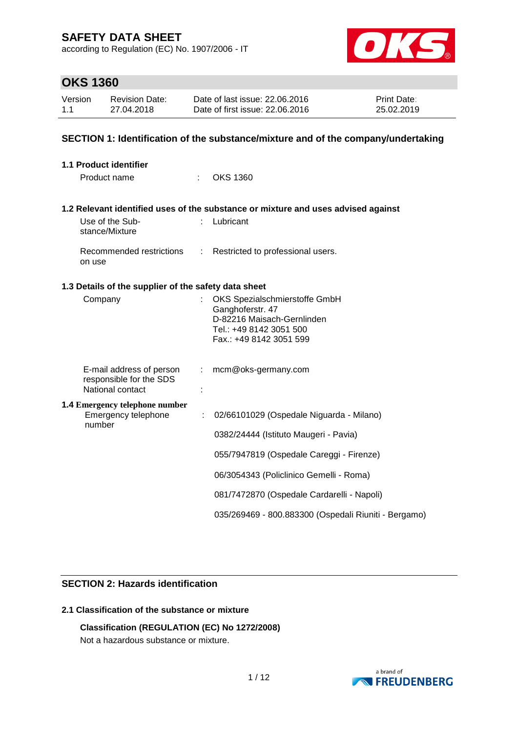# SAFETY DATA SHEET

according to Regulation (EC) No. 1907/2006 - IT

## OKS 1360

| Version | Revision Date: | Date of last issue: 22.06.2016 | Print Date: |
|---|---|---|---|
| 1.1 | 27.04.2018 | Date of first issue: 22.06.2016 | 25.02.2019 |

## SECTION 1: Identification of the substance/mixture and of the company/undertaking

### 1.1 Product identifier

Product name : OKS 1360

### 1.2 Relevant identified uses of the substance or mixture and uses advised against

Use of the Substance/Mixture : Lubricant

Recommended restrictions on use : Restricted to professional users.

### 1.3 Details of the supplier of the safety data sheet

Company : OKS Spezialschmierstoffe GmbH
Ganghoferstr. 47
D-82216 Maisach-Gernlinden
Tel.: +49 8142 3051 500
Fax.: +49 8142 3051 599

E-mail address of person responsible for the SDS : mcm@oks-germany.com

National contact :

### 1.4 Emergency telephone number

Emergency telephone number : 02/66101029 (Ospedale Niguarda - Milano)

0382/24444 (Istituto Maugeri - Pavia)

055/7947819 (Ospedale Careggi - Firenze)

06/3054343 (Policlinico Gemelli - Roma)

081/7472870 (Ospedale Cardarelli - Napoli)

035/269469 - 800.883300 (Ospedali Riuniti - Bergamo)

## SECTION 2: Hazards identification

### 2.1 Classification of the substance or mixture

**Classification (REGULATION (EC) No 1272/2008)**

Not a hazardous substance or mixture.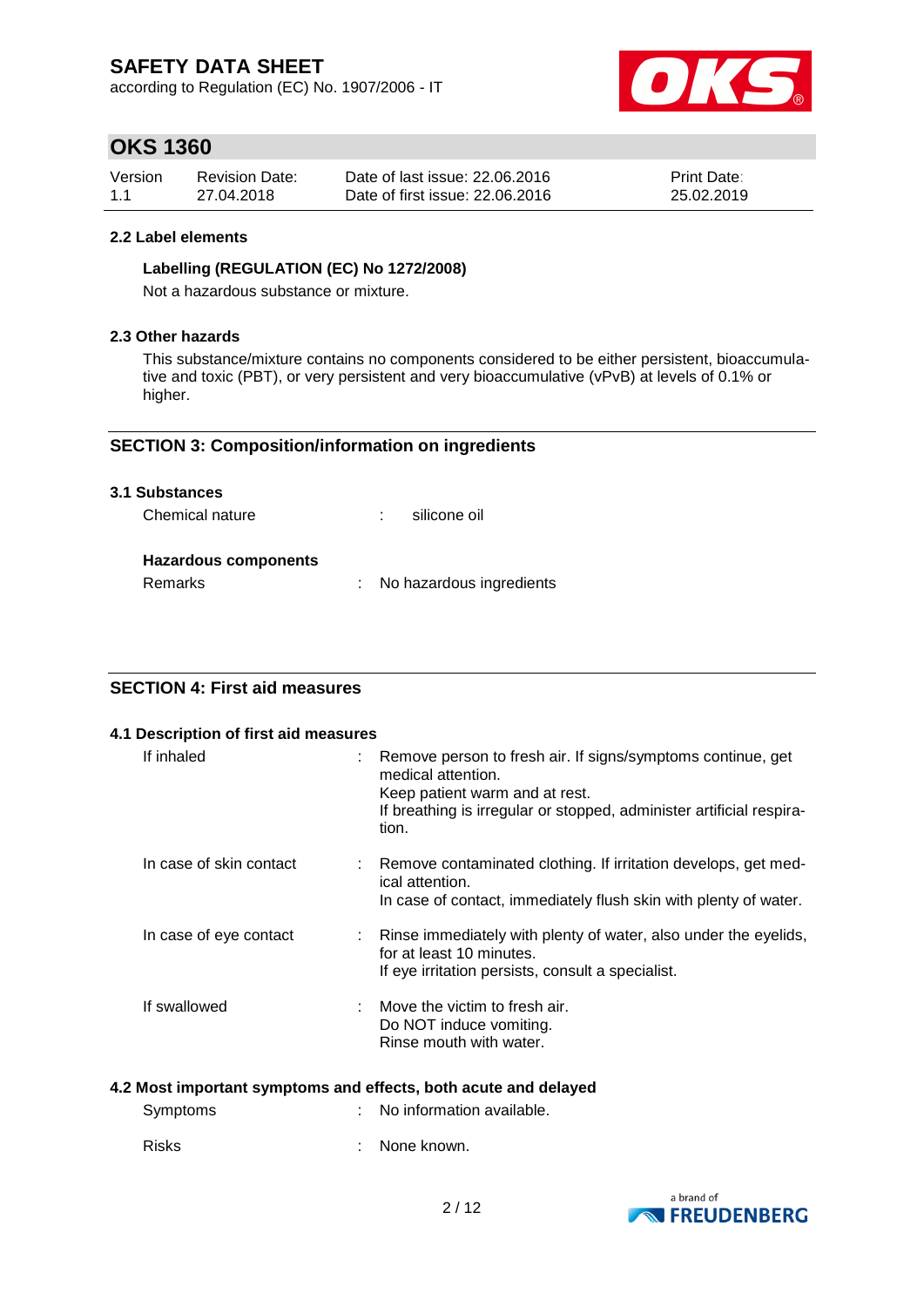### 2.2 Label elements

**Labelling (REGULATION (EC) No 1272/2008)**

Not a hazardous substance or mixture.

### 2.3 Other hazards

This substance/mixture contains no components considered to be either persistent, bioaccumulative and toxic (PBT), or very persistent and very bioaccumulative (vPvB) at levels of 0.1% or higher.

## SECTION 3: Composition/information on ingredients

### 3.1 Substances

Chemical nature : silicone oil

**Hazardous components**

Remarks : No hazardous ingredients

## SECTION 4: First aid measures

### 4.1 Description of first aid measures

| | |
|---|---|
| If inhaled | Remove person to fresh air. If signs/symptoms continue, get medical attention.<br>Keep patient warm and at rest.<br>If breathing is irregular or stopped, administer artificial respiration. |
| In case of skin contact | Remove contaminated clothing. If irritation develops, get medical attention.<br>In case of contact, immediately flush skin with plenty of water. |
| In case of eye contact | Rinse immediately with plenty of water, also under the eyelids, for at least 10 minutes.<br>If eye irritation persists, consult a specialist. |
| If swallowed | Move the victim to fresh air.<br>Do NOT induce vomiting.<br>Rinse mouth with water. |

### 4.2 Most important symptoms and effects, both acute and delayed

Symptoms : No information available.

Risks : None known.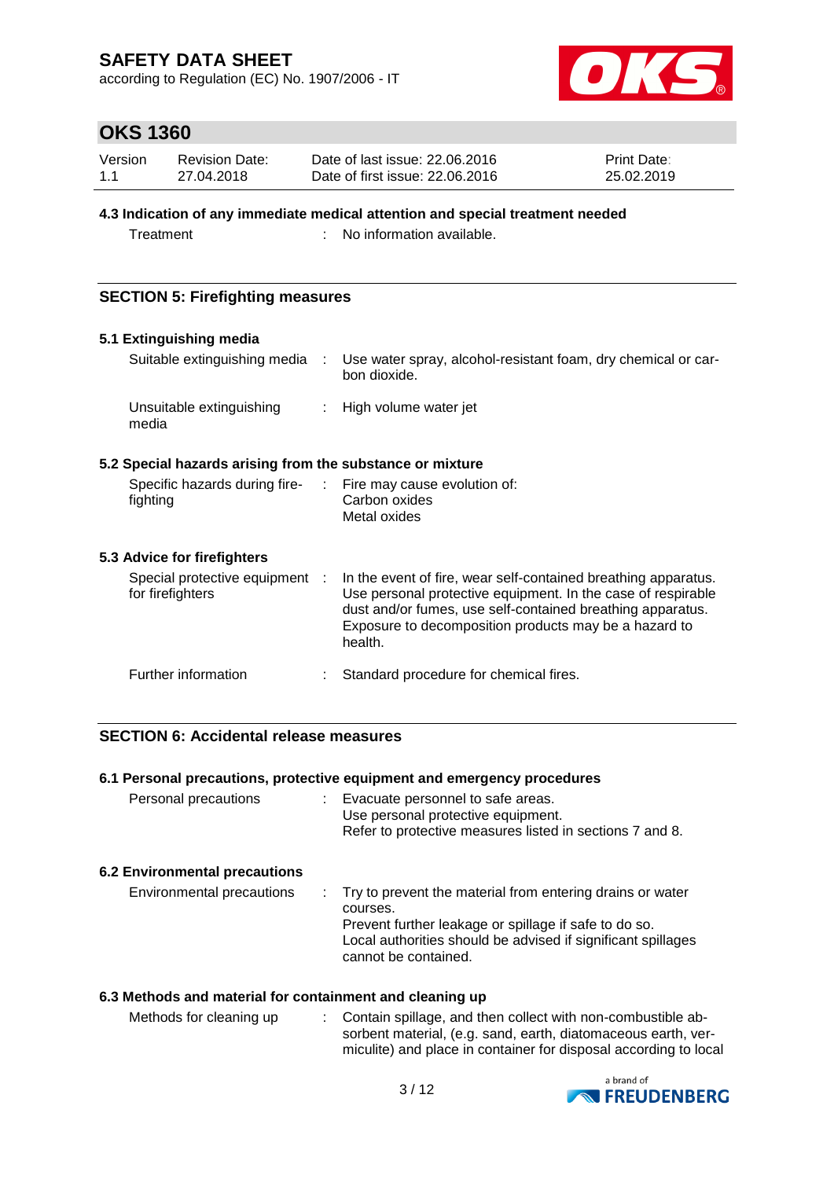#### 4.3 Indication of any immediate medical attention and special treatment needed

| | |
|---|---|
| Treatment | No information available. |

## SECTION 5: Firefighting measures

#### 5.1 Extinguishing media

| | |
|---|---|
| Suitable extinguishing media | Use water spray, alcohol-resistant foam, dry chemical or carbon dioxide. |
| Unsuitable extinguishing media | High volume water jet |

#### 5.2 Special hazards arising from the substance or mixture

| | |
|---|---|
| Specific hazards during firefighting | Fire may cause evolution of:<br>Carbon oxides<br>Metal oxides |

#### 5.3 Advice for firefighters

| | |
|---|---|
| Special protective equipment for firefighters | In the event of fire, wear self-contained breathing apparatus. Use personal protective equipment. In the case of respirable dust and/or fumes, use self-contained breathing apparatus. Exposure to decomposition products may be a hazard to health. |
| Further information | Standard procedure for chemical fires. |

## SECTION 6: Accidental release measures

#### 6.1 Personal precautions, protective equipment and emergency procedures

| | |
|---|---|
| Personal precautions | Evacuate personnel to safe areas.<br>Use personal protective equipment.<br>Refer to protective measures listed in sections 7 and 8. |

#### 6.2 Environmental precautions

| | |
|---|---|
| Environmental precautions | Try to prevent the material from entering drains or water courses.<br>Prevent further leakage or spillage if safe to do so.<br>Local authorities should be advised if significant spillages cannot be contained. |

#### 6.3 Methods and material for containment and cleaning up

| | |
|---|---|
| Methods for cleaning up | Contain spillage, and then collect with non-combustible absorbent material, (e.g. sand, earth, diatomaceous earth, vermiculite) and place in container for disposal according to local |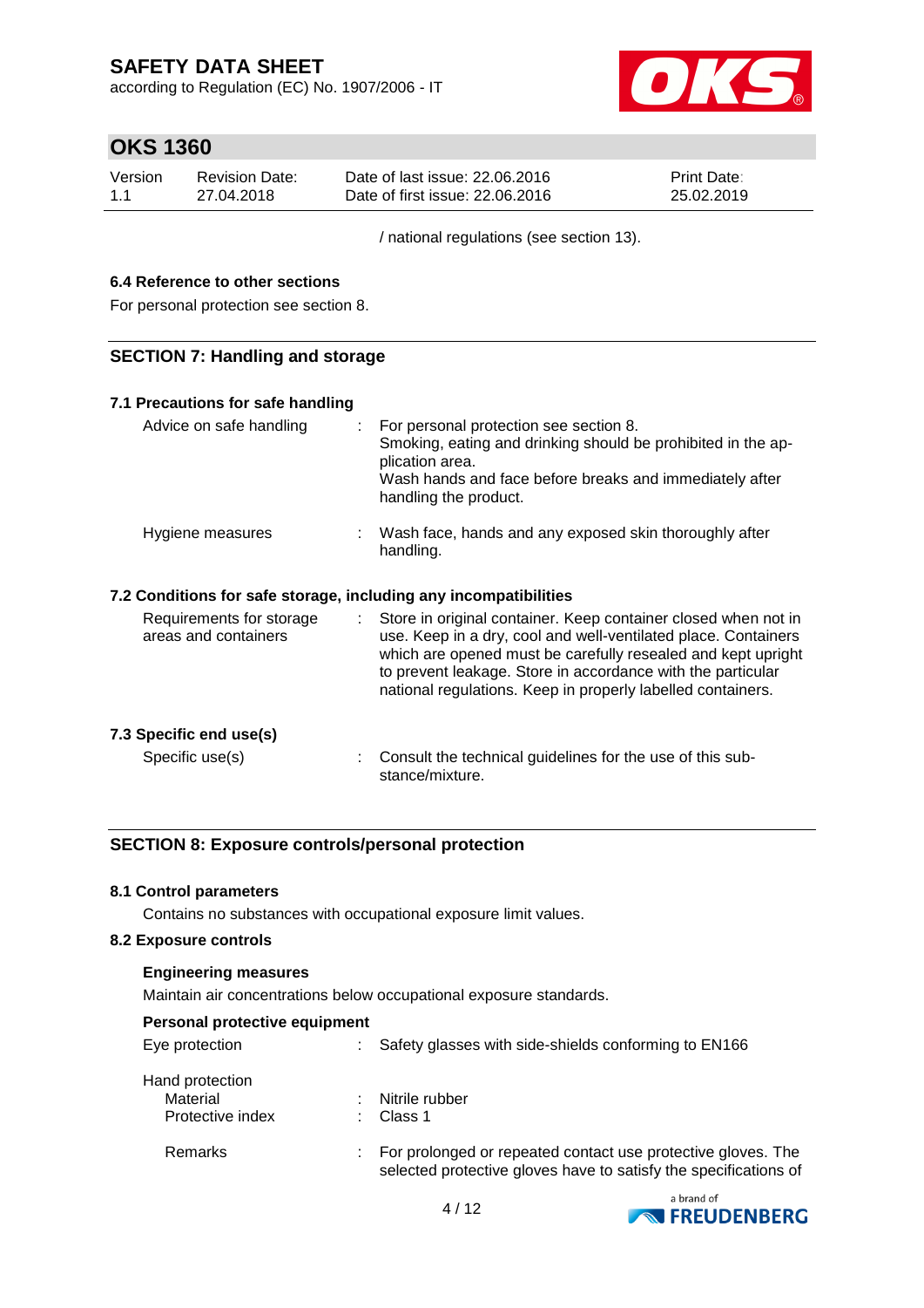/ national regulations (see section 13).

### 6.4 Reference to other sections

For personal protection see section 8.

## SECTION 7: Handling and storage

### 7.1 Precautions for safe handling

| | | |
|---|---|---|
| Advice on safe handling | : | For personal protection see section 8. Smoking, eating and drinking should be prohibited in the application area. Wash hands and face before breaks and immediately after handling the product. |
| Hygiene measures | : | Wash face, hands and any exposed skin thoroughly after handling. |

### 7.2 Conditions for safe storage, including any incompatibilities

| | | |
|---|---|---|
| Requirements for storage areas and containers | : | Store in original container. Keep container closed when not in use. Keep in a dry, cool and well-ventilated place. Containers which are opened must be carefully resealed and kept upright to prevent leakage. Store in accordance with the particular national regulations. Keep in properly labelled containers. |

### 7.3 Specific end use(s)

| | | |
|---|---|---|
| Specific use(s) | : | Consult the technical guidelines for the use of this substance/mixture. |

## SECTION 8: Exposure controls/personal protection

### 8.1 Control parameters

Contains no substances with occupational exposure limit values.

### 8.2 Exposure controls

**Engineering measures**

Maintain air concentrations below occupational exposure standards.

**Personal protective equipment**

| | | |
|---|---|---|
| Eye protection | : | Safety glasses with side-shields conforming to EN166 |
| Hand protection | | |
| Material | : | Nitrile rubber |
| Protective index | : | Class 1 |
| Remarks | : | For prolonged or repeated contact use protective gloves. The selected protective gloves have to satisfy the specifications of |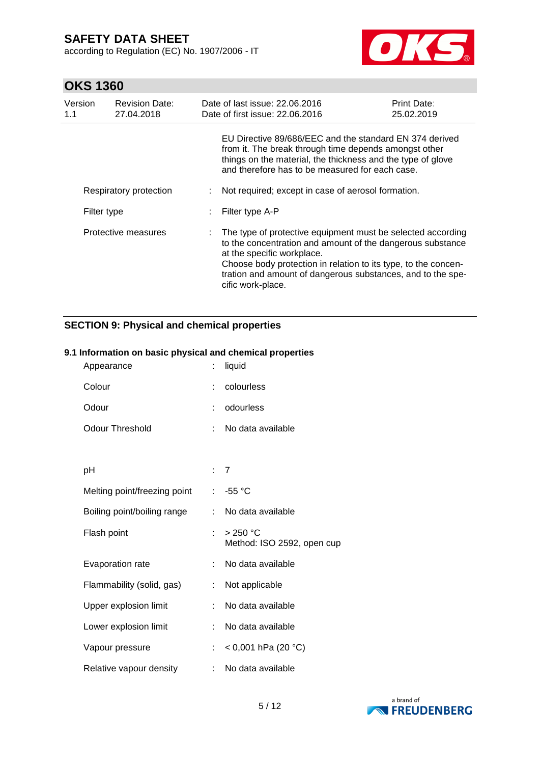EU Directive 89/686/EEC and the standard EN 374 derived from it. The break through time depends amongst other things on the material, the thickness and the type of glove and therefore has to be measured for each case.

| | | |
|---|---|---|
| Respiratory protection | : | Not required; except in case of aerosol formation. |
| Filter type | : | Filter type A-P |
| Protective measures | : | The type of protective equipment must be selected according to the concentration and amount of the dangerous substance at the specific workplace. Choose body protection in relation to its type, to the concentration and amount of dangerous substances, and to the specific work-place. |

## SECTION 9: Physical and chemical properties

### 9.1 Information on basic physical and chemical properties

| | | |
|---|---|---|
| Appearance | : | liquid |
| Colour | : | colourless |
| Odour | : | odourless |
| Odour Threshold | : | No data available |
| pH | : | 7 |
| Melting point/freezing point | : | -55 °C |
| Boiling point/boiling range | : | No data available |
| Flash point | : | > 250 °C<br>Method: ISO 2592, open cup |
| Evaporation rate | : | No data available |
| Flammability (solid, gas) | : | Not applicable |
| Upper explosion limit | : | No data available |
| Lower explosion limit | : | No data available |
| Vapour pressure | : | < 0,001 hPa (20 °C) |
| Relative vapour density | : | No data available |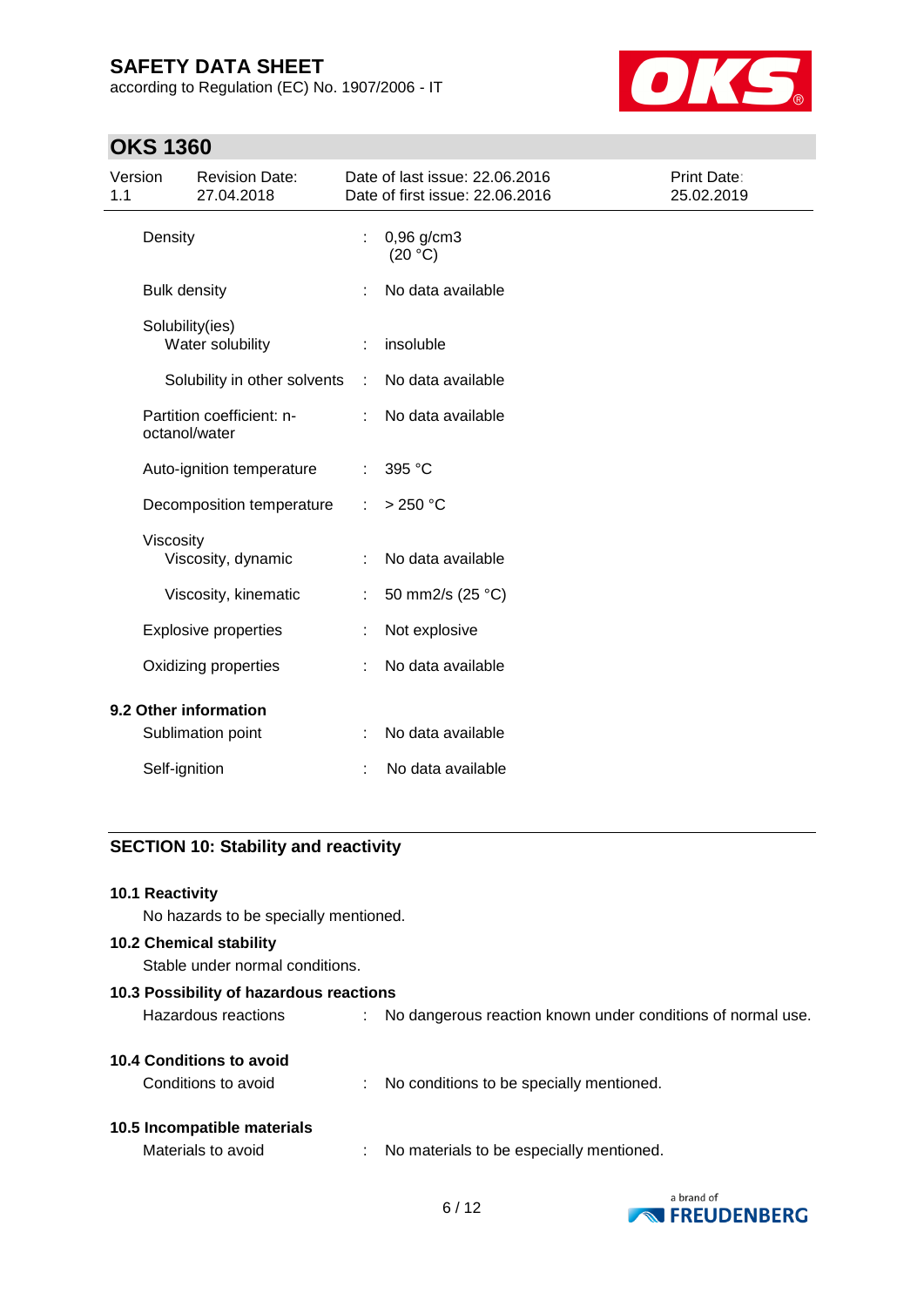| | | |
|---|---|---|
| Density | : | 0,96 g/cm3 (20 °C) |
| Bulk density | : | No data available |
| Solubility(ies) | | |
| Water solubility | : | insoluble |
| Solubility in other solvents | : | No data available |
| Partition coefficient: n-octanol/water | : | No data available |
| Auto-ignition temperature | : | 395 °C |
| Decomposition temperature | : | > 250 °C |
| Viscosity | | |
| Viscosity, dynamic | : | No data available |
| Viscosity, kinematic | : | 50 mm2/s (25 °C) |
| Explosive properties | : | Not explosive |
| Oxidizing properties | : | No data available |

**9.2 Other information**

| | | |
|---|---|---|
| Sublimation point | : | No data available |
| Self-ignition | : | No data available |

## SECTION 10: Stability and reactivity

**10.1 Reactivity**

No hazards to be specially mentioned.

**10.2 Chemical stability**

Stable under normal conditions.

**10.3 Possibility of hazardous reactions**

Hazardous reactions : No dangerous reaction known under conditions of normal use.

**10.4 Conditions to avoid**

Conditions to avoid : No conditions to be specially mentioned.

**10.5 Incompatible materials**

Materials to avoid : No materials to be especially mentioned.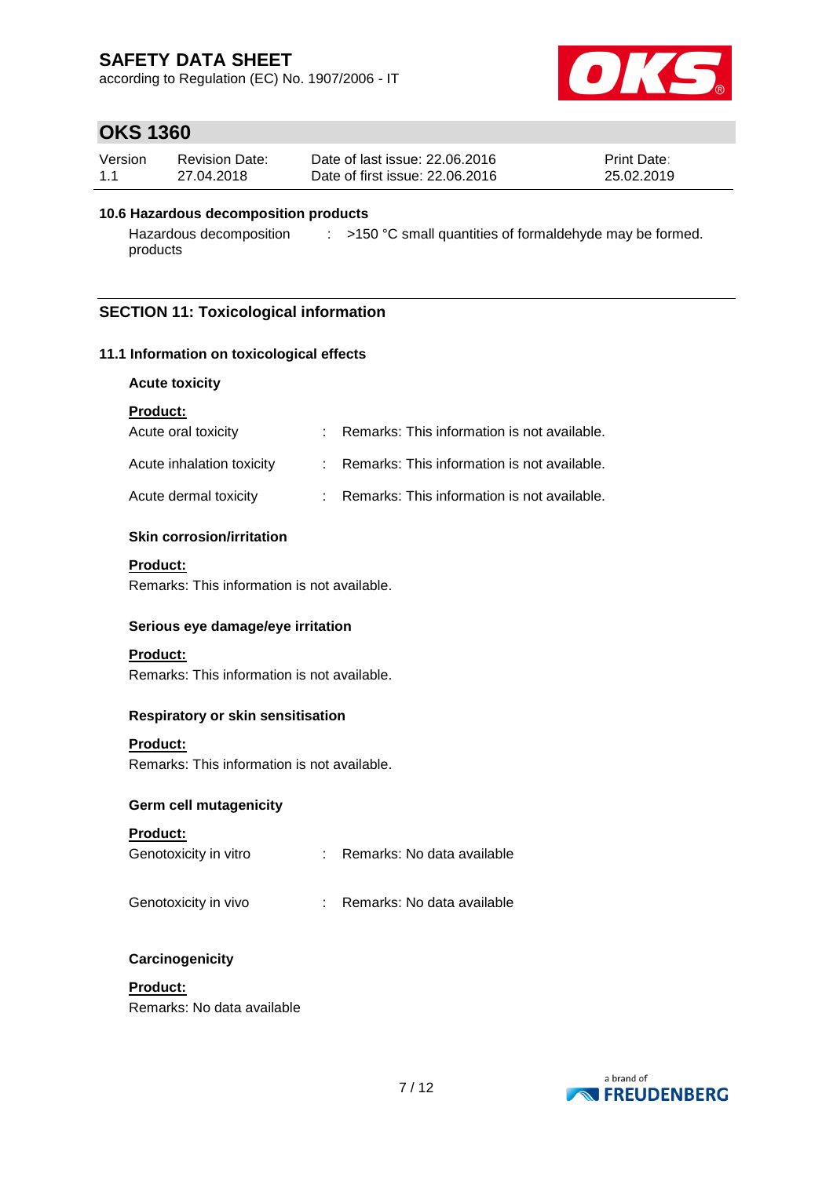#### 10.6 Hazardous decomposition products

| | | |
|---|---|---|
| Hazardous decomposition products | : | >150 °C small quantities of formaldehyde may be formed. |

## SECTION 11: Toxicological information

### 11.1 Information on toxicological effects

**Acute toxicity**

**Product:**

| | | |
|---|---|---|
| Acute oral toxicity | : | Remarks: This information is not available. |
| Acute inhalation toxicity | : | Remarks: This information is not available. |
| Acute dermal toxicity | : | Remarks: This information is not available. |

**Skin corrosion/irritation**

**Product:**

Remarks: This information is not available.

**Serious eye damage/eye irritation**

**Product:**

Remarks: This information is not available.

**Respiratory or skin sensitisation**

**Product:**

Remarks: This information is not available.

**Germ cell mutagenicity**

**Product:**

| | | |
|---|---|---|
| Genotoxicity in vitro | : | Remarks: No data available |
| Genotoxicity in vivo | : | Remarks: No data available |

**Carcinogenicity**

**Product:**

Remarks: No data available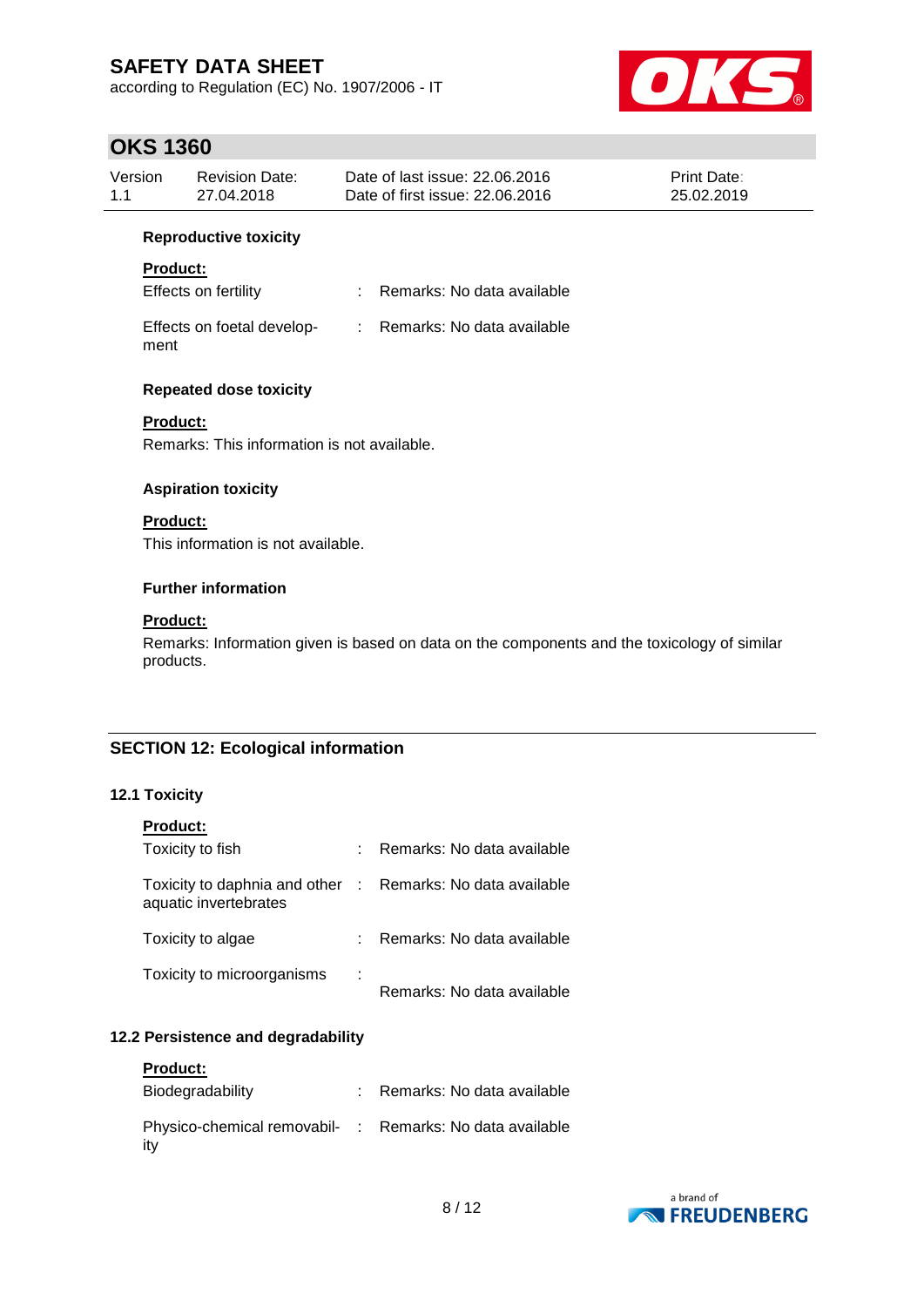**Reproductive toxicity**

**Product:**

| | | |
|---|---|---|
| Effects on fertility | : | Remarks: No data available |
| Effects on foetal development | : | Remarks: No data available |

**Repeated dose toxicity**

**Product:**

Remarks: This information is not available.

**Aspiration toxicity**

**Product:**

This information is not available.

**Further information**

**Product:**

Remarks: Information given is based on data on the components and the toxicology of similar products.

## SECTION 12: Ecological information

### 12.1 Toxicity

**Product:**

| | | |
|---|---|---|
| Toxicity to fish | : | Remarks: No data available |
| Toxicity to daphnia and other aquatic invertebrates | : | Remarks: No data available |
| Toxicity to algae | : | Remarks: No data available |
| Toxicity to microorganisms | : | Remarks: No data available |

### 12.2 Persistence and degradability

**Product:**

| | | |
|---|---|---|
| Biodegradability | : | Remarks: No data available |
| Physico-chemical removability | : | Remarks: No data available |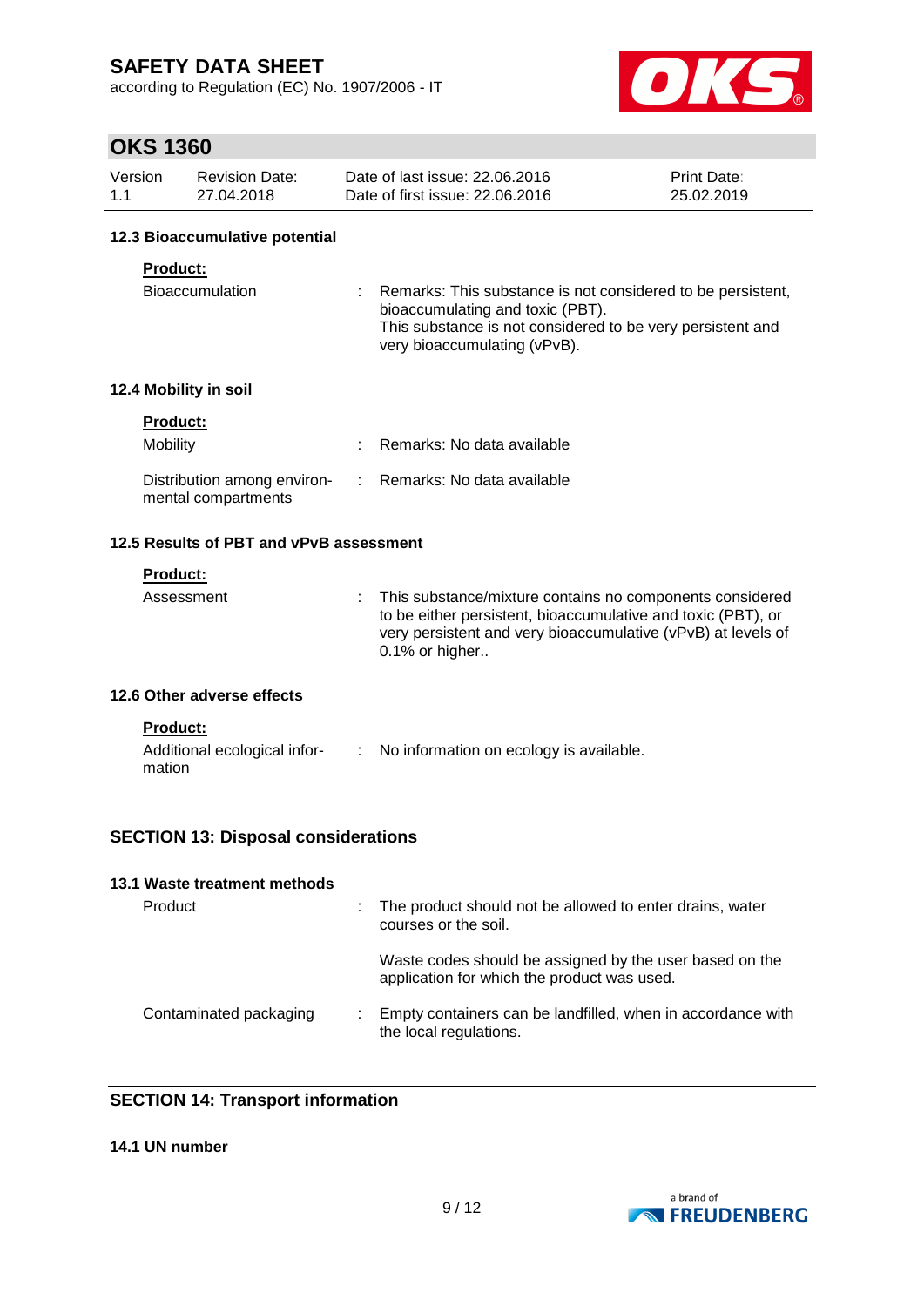#### 12.3 Bioaccumulative potential

**Product:**

Bioaccumulation : Remarks: This substance is not considered to be persistent, bioaccumulating and toxic (PBT).
This substance is not considered to be very persistent and very bioaccumulating (vPvB).

#### 12.4 Mobility in soil

**Product:**

Mobility : Remarks: No data available

Distribution among environmental compartments : Remarks: No data available

#### 12.5 Results of PBT and vPvB assessment

**Product:**

Assessment : This substance/mixture contains no components considered to be either persistent, bioaccumulative and toxic (PBT), or very persistent and very bioaccumulative (vPvB) at levels of 0.1% or higher..

#### 12.6 Other adverse effects

**Product:**

Additional ecological information : No information on ecology is available.

## SECTION 13: Disposal considerations

#### 13.1 Waste treatment methods

Product : The product should not be allowed to enter drains, water courses or the soil.

Waste codes should be assigned by the user based on the application for which the product was used.

Contaminated packaging : Empty containers can be landfilled, when in accordance with the local regulations.

## SECTION 14: Transport information

#### 14.1 UN number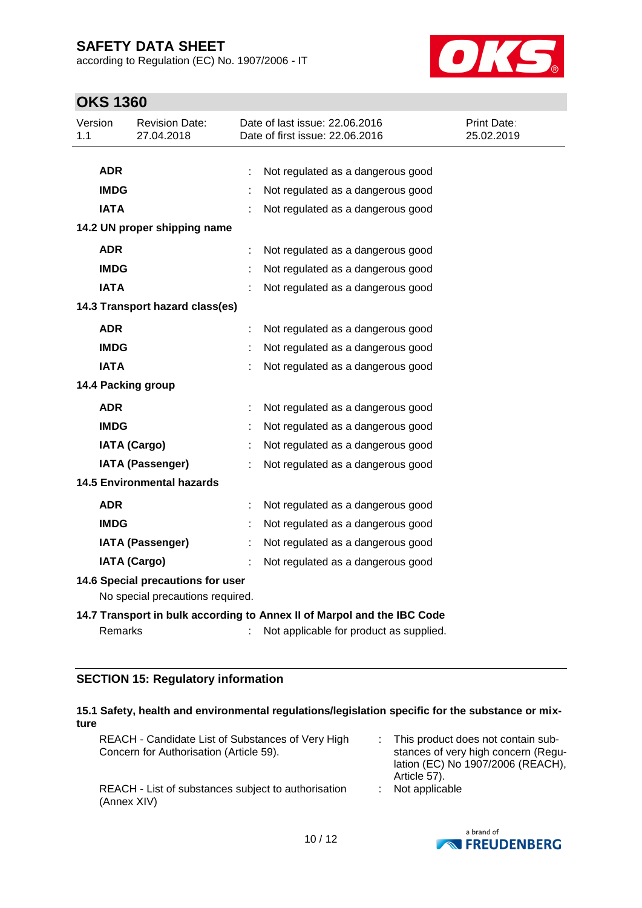| | | |
|---|---|---|
| **ADR** | : | Not regulated as a dangerous good |
| **IMDG** | : | Not regulated as a dangerous good |
| **IATA** | : | Not regulated as a dangerous good |

**14.2 UN proper shipping name**

| | | |
|---|---|---|
| **ADR** | : | Not regulated as a dangerous good |
| **IMDG** | : | Not regulated as a dangerous good |
| **IATA** | : | Not regulated as a dangerous good |

**14.3 Transport hazard class(es)**

| | | |
|---|---|---|
| **ADR** | : | Not regulated as a dangerous good |
| **IMDG** | : | Not regulated as a dangerous good |
| **IATA** | : | Not regulated as a dangerous good |

**14.4 Packing group**

| | | |
|---|---|---|
| **ADR** | : | Not regulated as a dangerous good |
| **IMDG** | : | Not regulated as a dangerous good |
| **IATA (Cargo)** | : | Not regulated as a dangerous good |
| **IATA (Passenger)** | : | Not regulated as a dangerous good |

**14.5 Environmental hazards**

| | | |
|---|---|---|
| **ADR** | : | Not regulated as a dangerous good |
| **IMDG** | : | Not regulated as a dangerous good |
| **IATA (Passenger)** | : | Not regulated as a dangerous good |
| **IATA (Cargo)** | : | Not regulated as a dangerous good |

**14.6 Special precautions for user**

No special precautions required.

**14.7 Transport in bulk according to Annex II of Marpol and the IBC Code**

Remarks : Not applicable for product as supplied.

## SECTION 15: Regulatory information

**15.1 Safety, health and environmental regulations/legislation specific for the substance or mixture**

| | | |
|---|---|---|
| REACH - Candidate List of Substances of Very High Concern for Authorisation (Article 59). | : | This product does not contain substances of very high concern (Regulation (EC) No 1907/2006 (REACH), Article 57). |
| REACH - List of substances subject to authorisation (Annex XIV) | : | Not applicable |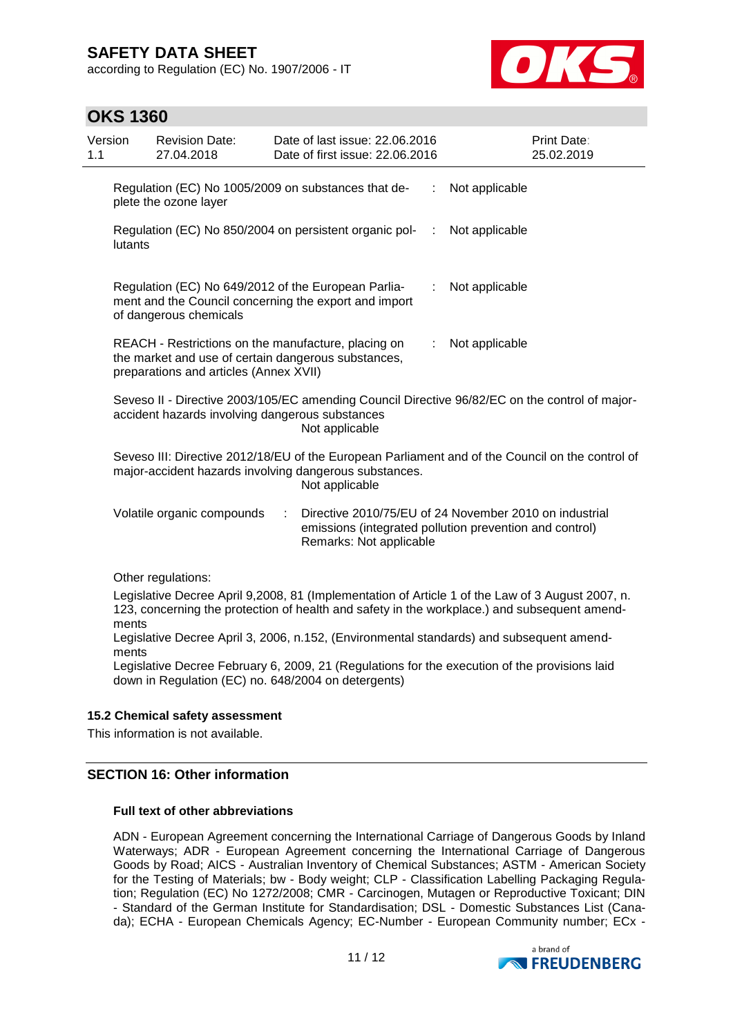| | | |
|---|---|---|
| Regulation (EC) No 1005/2009 on substances that deplete the ozone layer | : | Not applicable |
| Regulation (EC) No 850/2004 on persistent organic pollutants | : | Not applicable |
| Regulation (EC) No 649/2012 of the European Parliament and the Council concerning the export and import of dangerous chemicals | : | Not applicable |
| REACH - Restrictions on the manufacture, placing on the market and use of certain dangerous substances, preparations and articles (Annex XVII) | : | Not applicable |

Seveso II - Directive 2003/105/EC amending Council Directive 96/82/EC on the control of major-accident hazards involving dangerous substances
Not applicable

Seveso III: Directive 2012/18/EU of the European Parliament and of the Council on the control of major-accident hazards involving dangerous substances.
Not applicable

Volatile organic compounds : Directive 2010/75/EU of 24 November 2010 on industrial emissions (integrated pollution prevention and control)
Remarks: Not applicable

Other regulations:

Legislative Decree April 9,2008, 81 (Implementation of Article 1 of the Law of 3 August 2007, n. 123, concerning the protection of health and safety in the workplace.) and subsequent amendments
Legislative Decree April 3, 2006, n.152, (Environmental standards) and subsequent amendments
Legislative Decree February 6, 2009, 21 (Regulations for the execution of the provisions laid down in Regulation (EC) no. 648/2004 on detergents)

### 15.2 Chemical safety assessment

This information is not available.

## SECTION 16: Other information

**Full text of other abbreviations**

ADN - European Agreement concerning the International Carriage of Dangerous Goods by Inland Waterways; ADR - European Agreement concerning the International Carriage of Dangerous Goods by Road; AICS - Australian Inventory of Chemical Substances; ASTM - American Society for the Testing of Materials; bw - Body weight; CLP - Classification Labelling Packaging Regulation; Regulation (EC) No 1272/2008; CMR - Carcinogen, Mutagen or Reproductive Toxicant; DIN - Standard of the German Institute for Standardisation; DSL - Domestic Substances List (Canada); ECHA - European Chemicals Agency; EC-Number - European Community number; ECx -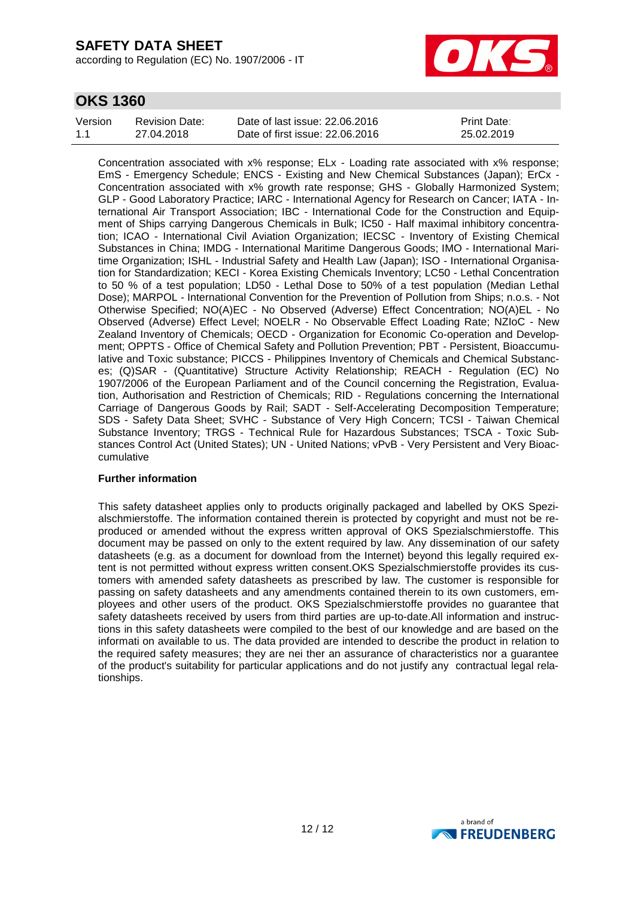Concentration associated with x% response; ELx - Loading rate associated with x% response; EmS - Emergency Schedule; ENCS - Existing and New Chemical Substances (Japan); ErCx - Concentration associated with x% growth rate response; GHS - Globally Harmonized System; GLP - Good Laboratory Practice; IARC - International Agency for Research on Cancer; IATA - International Air Transport Association; IBC - International Code for the Construction and Equipment of Ships carrying Dangerous Chemicals in Bulk; IC50 - Half maximal inhibitory concentration; ICAO - International Civil Aviation Organization; IECSC - Inventory of Existing Chemical Substances in China; IMDG - International Maritime Dangerous Goods; IMO - International Maritime Organization; ISHL - Industrial Safety and Health Law (Japan); ISO - International Organisation for Standardization; KECI - Korea Existing Chemicals Inventory; LC50 - Lethal Concentration to 50 % of a test population; LD50 - Lethal Dose to 50% of a test population (Median Lethal Dose); MARPOL - International Convention for the Prevention of Pollution from Ships; n.o.s. - Not Otherwise Specified; NO(A)EC - No Observed (Adverse) Effect Concentration; NO(A)EL - No Observed (Adverse) Effect Level; NOELR - No Observable Effect Loading Rate; NZIoC - New Zealand Inventory of Chemicals; OECD - Organization for Economic Co-operation and Development; OPPTS - Office of Chemical Safety and Pollution Prevention; PBT - Persistent, Bioaccumulative and Toxic substance; PICCS - Philippines Inventory of Chemicals and Chemical Substances; (Q)SAR - (Quantitative) Structure Activity Relationship; REACH - Regulation (EC) No 1907/2006 of the European Parliament and of the Council concerning the Registration, Evaluation, Authorisation and Restriction of Chemicals; RID - Regulations concerning the International Carriage of Dangerous Goods by Rail; SADT - Self-Accelerating Decomposition Temperature; SDS - Safety Data Sheet; SVHC - Substance of Very High Concern; TCSI - Taiwan Chemical Substance Inventory; TRGS - Technical Rule for Hazardous Substances; TSCA - Toxic Substances Control Act (United States); UN - United Nations; vPvB - Very Persistent and Very Bioaccumulative

**Further information**

This safety datasheet applies only to products originally packaged and labelled by OKS Spezialschmierstoffe. The information contained therein is protected by copyright and must not be reproduced or amended without the express written approval of OKS Spezialschmierstoffe. This document may be passed on only to the extent required by law. Any dissemination of our safety datasheets (e.g. as a document for download from the Internet) beyond this legally required extent is not permitted without express written consent.OKS Spezialschmierstoffe provides its customers with amended safety datasheets as prescribed by law. The customer is responsible for passing on safety datasheets and any amendments contained therein to its own customers, employees and other users of the product. OKS Spezialschmierstoffe provides no guarantee that safety datasheets received by users from third parties are up-to-date.All information and instructions in this safety datasheets were compiled to the best of our knowledge and are based on the informati on available to us. The data provided are intended to describe the product in relation to the required safety measures; they are nei ther an assurance of characteristics nor a guarantee of the product's suitability for particular applications and do not justify any contractual legal relationships.